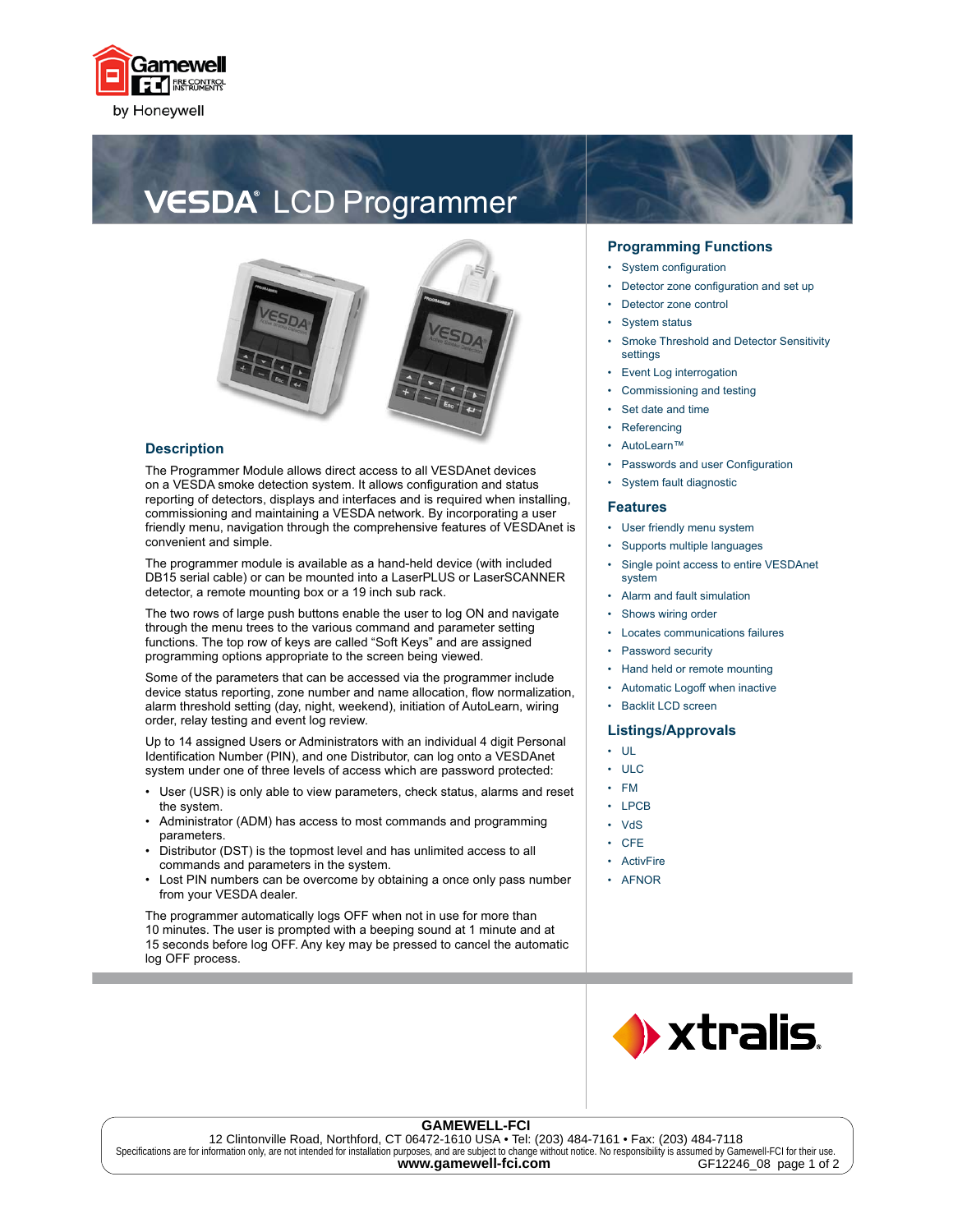# VESDA® LCD Programmer

## Description

The Programmer Module allows direct access to all VESDAnet devices on a VESDA smoke detection system. It allows configuration and status reporting of detectors, displays and interfaces and is required when installing, commissioning and maintaining a VESDA network. By incorporating a user friendly menu, navigation through the comprehensive features of VESDAnet is convenient and simple.

The programmer module is available as a hand-held device (with included DB15 serial cable) or can be mounted into a LaserPLUS or LaserSCANNER detector, a remote mounting box or a 19 inch sub rack.

The two rows of large push buttons enable the user to log ON and navigate through the menu trees to the various command and parameter setting functions. The top row of keys are called "Soft Keys" and are assigned programming options appropriate to the screen being viewed.

Some of the parameters that can be accessed via the programmer include device status reporting, zone number and name allocation, flow normalization, alarm threshold setting (day, night, weekend), initiation of AutoLearn, wiring order, relay testing and event log review.

Up to 14 assigned Users or Administrators with an individual 4 digit Personal Identification Number (PIN), and one Distributor, can log onto a VESDAnet system under one of three levels of access which are password protected:

- User (USR) is only able to view parameters, check status, alarms and reset the system.
- Administrator (ADM) has access to most commands and programming parameters.
- Distributor (DST) is the topmost level and has unlimited access to all commands and parameters in the system.
- Lost PIN numbers can be overcome by obtaining a once only pass number from your VESDA dealer.

The programmer automatically logs OFF when not in use for more than 10 minutes. The user is prompted with a beeping sound at 1 minute and at 15 seconds before log OFF. Any key may be pressed to cancel the automatic log OFF process.

## Programming Functions

- System configuration
- Detector zone configuration and set up
- Detector zone control
- System status
- Smoke Threshold and Detector Sensitivity settings
- Event Log interrogation
- Commissioning and testing
- Set date and time
- Referencing
- AutoLearn™
- Passwords and user Configuration
- System fault diagnostic

## Features

- User friendly menu system
- Supports multiple languages
- Single point access to entire VESDAnet system
- Alarm and fault simulation
- Shows wiring order
- Locates communications failures
- Password security
- Hand held or remote mounting
- Automatic Logoff when inactive
- Backlit LCD screen

## Listings/Approvals

- UL
- ULC
- FM
- LPCB
- VdS
- CFE
- ActivFire
- AFNOR

**GAMEWELL-FCI**
12 Clintonville Road, Northford, CT 06472-1610 USA • Tel: (203) 484-7161 • Fax: (203) 484-7118
Specifications are for information only, are not intended for installation purposes, and are subject to change without notice. No responsibility is assumed by Gamewell-FCI for their use.
**www.gamewell-fci.com** GF12246_08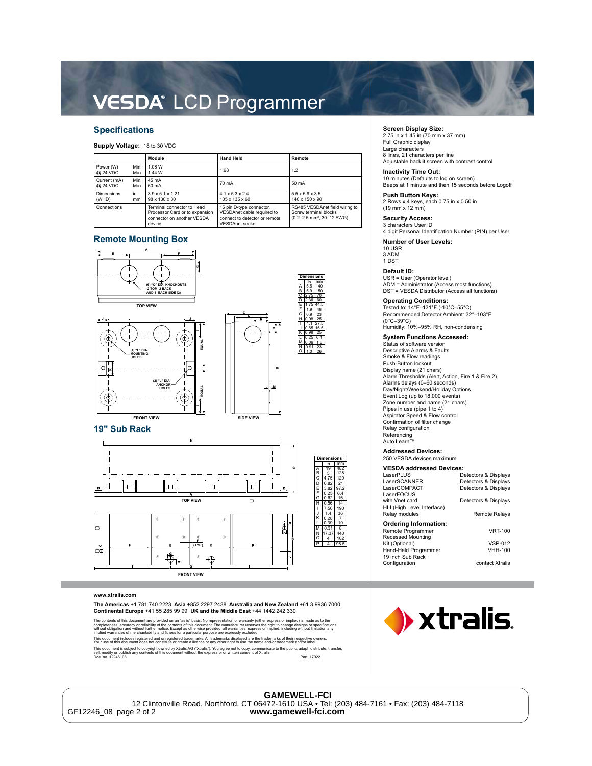# VESDA® LCD Programmer

## Specifications

**Supply Voltage:** 18 to 30 VDC

| | | Module | Hand Held | Remote |
|---|---|---|---|---|
| Power (W) @ 24 VDC | Min Max | 1.08 W 1.44 W | 1.68 | 1.2 |
| Current (mA) @ 24 VDC | Min Max | 45 mA 60 mA | 70 mA | 50 mA |
| Dimensions (WHD) | in mm | 3.9 x 5.1 x 1.21 98 x 130 x 30 | 4.1 x 5.3 x 2.4 105 x 135 x 60 | 5.5 x 5.9 x 3.5 140 x 150 x 90 |
| Connections | | Terminal connector to Head Processor Card or to expansion connector on another VESDA device | 15 pin D-type connector. VESDAnet cable required to connect to detector or remote VESDAnet socket | RS485 VESDAnet field wiring to Screw terminal blocks (0.2–2.5 mm², 30–12 AWG) |

## Remote Mounting Box

(6) "O" DIA. KNOCKOUTS: -2 TOP, -2 BACK AND 1- EACH SIDE (2)

TOP VIEW

(4) "L" DIA. MOUNTING HOLES

(2) "L" DIA. ANCHOR HOLES

EQUAL

FRONT VIEW

SIDE VIEW

| Dimensions | in | mm |
|---|---|---|
| A | 5.5 | 140 |
| B | 5.9 | 150 |
| C | 2.75 | 70 |
| D | 2.36 | 60 |
| E | 1.75 | 44.5 |
| F | 1.9 | 48 |
| G | 0.9 | 23 |
| H | 0.98 | 25 |
| I | 1.1 | 27.5 |
| J | 0.65 | 16.5 |
| K | 0.98 | 25 |
| L | 0.25 | 6.4 |
| M | 0.06 | 1.6 |
| N | 0.91 | 23 |
| O | 1.0 | 26 |

## 19" Sub Rack

TOP VIEW

FRONT VIEW

F (TYP.)

| Dimensions | in | mm |
|---|---|---|
| A | 19 | 482 |
| B | 5 | 128 |
| C | 4.75 | 120 |
| D | 0.82 | 21 |
| E | 3.82 | 97.2 |
| F | 0.25 | 6.4 |
| G | 0.62 | 16 |
| H | 0.56 | 14 |
| I | 7.50 | 190 |
| J | 1.4 | 36 |
| K | 0.28 | 7 |
| L | 0.39 | 10 |
| M | 0.31 | 8 |
| N | 17.37 | 440 |
| O | 4 | 102 |
| P | 4 | 98.5 |

**Screen Display Size:**
2.75 in x 1.45 in (70 mm x 37 mm)
Full Graphic display
Large characters
8 lines, 21 characters per line
Adjustable backlit screen with contrast control

**Inactivity Time Out:**
10 minutes (Defaults to log on screen)
Beeps at 1 minute and then 15 seconds before Logoff

**Push Button Keys:**
2 Rows x 4 keys, each 0.75 in x 0.50 in (19 mm x 12 mm)

**Security Access:**
3 characters User ID
4 digit Personal Identification Number (PIN) per User

**Number of User Levels:**
10 USR
3 ADM
1 DST

**Default ID:**
USR = User (Operator level)
ADM = Administrator (Access most functions)
DST = VESDA Distributor (Access all functions)

**Operating Conditions:**
Tested to: 14°F–131°F (-10°C–55°C)
Recommended Detector Ambient: 32°–103°F (0°C–39°C)
Humidity: 10%–95% RH, non-condensing

**System Functions Accessed:**
Status of software version
Descriptive Alarms & Faults
Smoke & Flow readings
Push-Button lockout
Display name (21 chars)
Alarm Thresholds (Alert, Action, Fire 1 & Fire 2)
Alarms delays (0–60 seconds)
Day/Night/Weekend/Holiday Options
Event Log (up to 18,000 events)
Zone number and name (21 chars)
Pipes in use (pipe 1 to 4)
Aspirator Speed & Flow control
Confirmation of filter change
Relay configuration
Referencing
Auto Learn™

**Addressed Devices:**
250 VESDA devices maximum

**VESDA addressed Devices:**

| | |
|---|---|
| LaserPLUS | Detectors & Displays |
| LaserSCANNER | Detectors & Displays |
| LaserCOMPACT | Detectors & Displays |
| LaserFOCUS with Vnet card | Detectors & Displays |
| HLI (High Level Interface) Relay modules | Remote Relays |

**Ordering Information:**

| | |
|---|---|
| Remote Programmer | VRT-100 |
| Recessed Mounting Kit (Optional) | VSP-012 |
| Hand-Held Programmer | VHH-100 |
| 19 inch Sub Rack Configuration | contact Xtralis |

www.xtralis.com

**The Americas** +1 781 740 2223 **Asia** +852 2297 2438 **Australia and New Zealand** +61 3 9936 7000
**Continental Europe** +41 55 285 99 99 **UK and the Middle East** +44 1442 242 330

The contents of this document are provided on an "as is" basis. No representation or warranty (either express or implied) is made as to the completeness, accuracy or reliability of the contents of this document. The manufacturer reserves the right to change designs or specifications without obligation and without further notice. Except as otherwise provided, all warranties, express or implied, including without limitation any implied warranties of merchantability and fitness for a particular purpose are expressly excluded.

This document includes registered and unregistered trademarks. All trademarks displayed are the trademarks of their respective owners. Your use of this document does not constitute or create a licence or any other right to use the name and/or trademark and/or label.

This document is subject to copyright owned by Xtralis AG ("Xtralis"). You agree not to copy, communicate to the public, adapt, distribute, transfer, sell, modify or publish any contents of this document without the express prior written consent of Xtralis.

Doc. no. 12246_08

Part: 17922

xtralis®

**GAMEWELL-FCI**
12 Clintonville Road, Northford, CT 06472-1610 USA • Tel: (203) 484-7161 • Fax: (203) 484-7118
**www.gamewell-fci.com**

GF12246_08